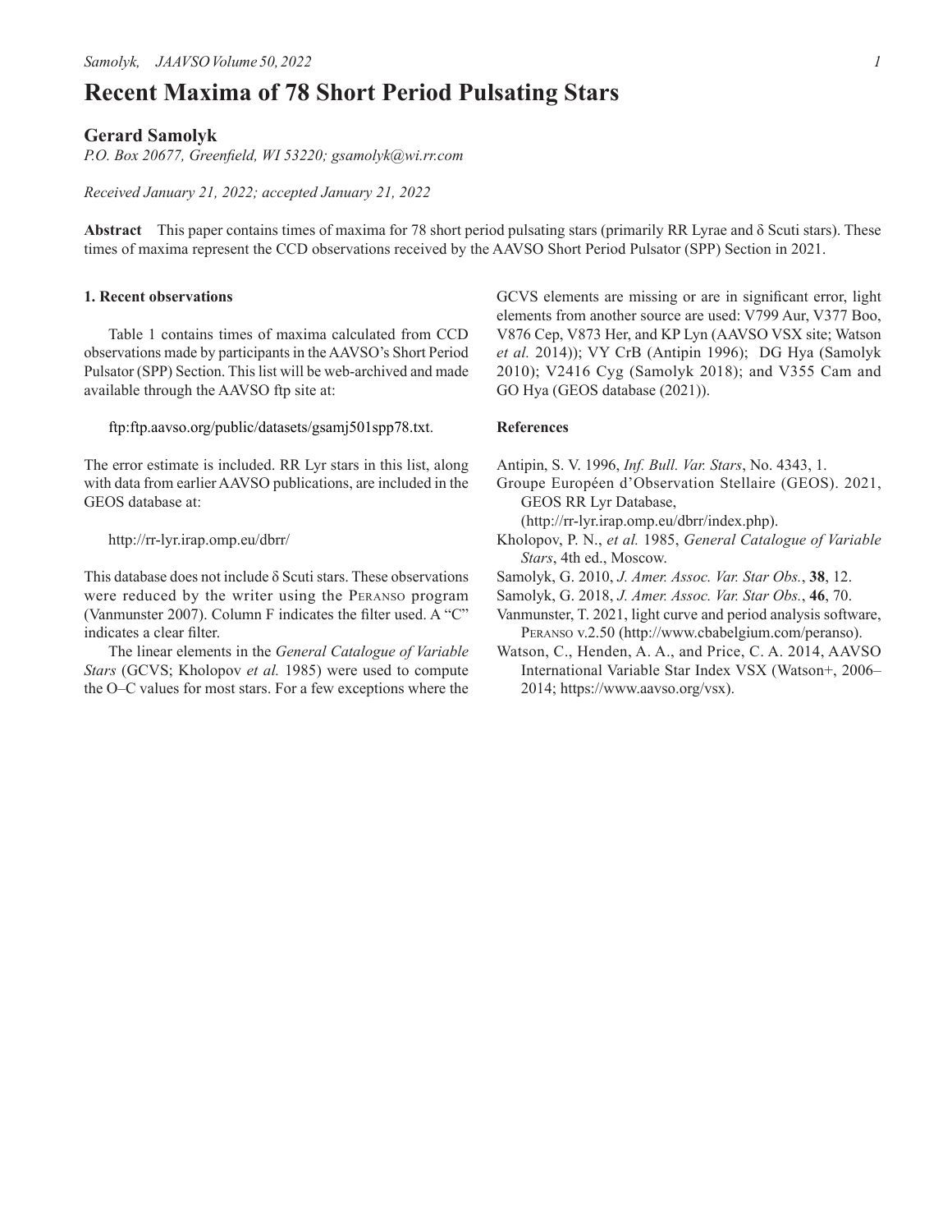# Recent Maxima of 78 Short Period Pulsating Stars

## Gerard Samolyk

*P.O. Box 20677, Greenfield, WI 53220; gsamolyk@wi.rr.com*

*Received January 21, 2022; accepted January 21, 2022*

**Abstract** This paper contains times of maxima for 78 short period pulsating stars (primarily RR Lyrae and δ Scuti stars). These times of maxima represent the CCD observations received by the AAVSO Short Period Pulsator (SPP) Section in 2021.

### 1. Recent observations

Table 1 contains times of maxima calculated from CCD observations made by participants in the AAVSO's Short Period Pulsator (SPP) Section. This list will be web-archived and made available through the AAVSO ftp site at:

ftp:ftp.aavso.org/public/datasets/gsamj501spp78.txt.

The error estimate is included. RR Lyr stars in this list, along with data from earlier AAVSO publications, are included in the GEOS database at:

http://rr-lyr.irap.omp.eu/dbrr/

This database does not include δ Scuti stars. These observations were reduced by the writer using the Peranso program (Vanmunster 2007). Column F indicates the filter used. A "C" indicates a clear filter.

The linear elements in the *General Catalogue of Variable Stars* (GCVS; Kholopov *et al.* 1985) were used to compute the O–C values for most stars. For a few exceptions where the GCVS elements are missing or are in significant error, light elements from another source are used: V799 Aur, V377 Boo, V876 Cep, V873 Her, and KP Lyn (AAVSO VSX site; Watson *et al.* 2014)); VY CrB (Antipin 1996); DG Hya (Samolyk 2010); V2416 Cyg (Samolyk 2018); and V355 Cam and GO Hya (GEOS database (2021)).

### References

Antipin, S. V. 1996, *Inf. Bull. Var. Stars*, No. 4343, 1.

Groupe Européen d'Observation Stellaire (GEOS). 2021, GEOS RR Lyr Database, (http://rr-lyr.irap.omp.eu/dbrr/index.php).

Kholopov, P. N., *et al.* 1985, *General Catalogue of Variable Stars*, 4th ed., Moscow.

Samolyk, G. 2010, *J. Amer. Assoc. Var. Star Obs.*, **38**, 12.

Samolyk, G. 2018, *J. Amer. Assoc. Var. Star Obs.*, **46**, 70.

Vanmunster, T. 2021, light curve and period analysis software, Peranso v.2.50 (http://www.cbabelgium.com/peranso).

Watson, C., Henden, A. A., and Price, C. A. 2014, AAVSO International Variable Star Index VSX (Watson+, 2006–2014; https://www.aavso.org/vsx).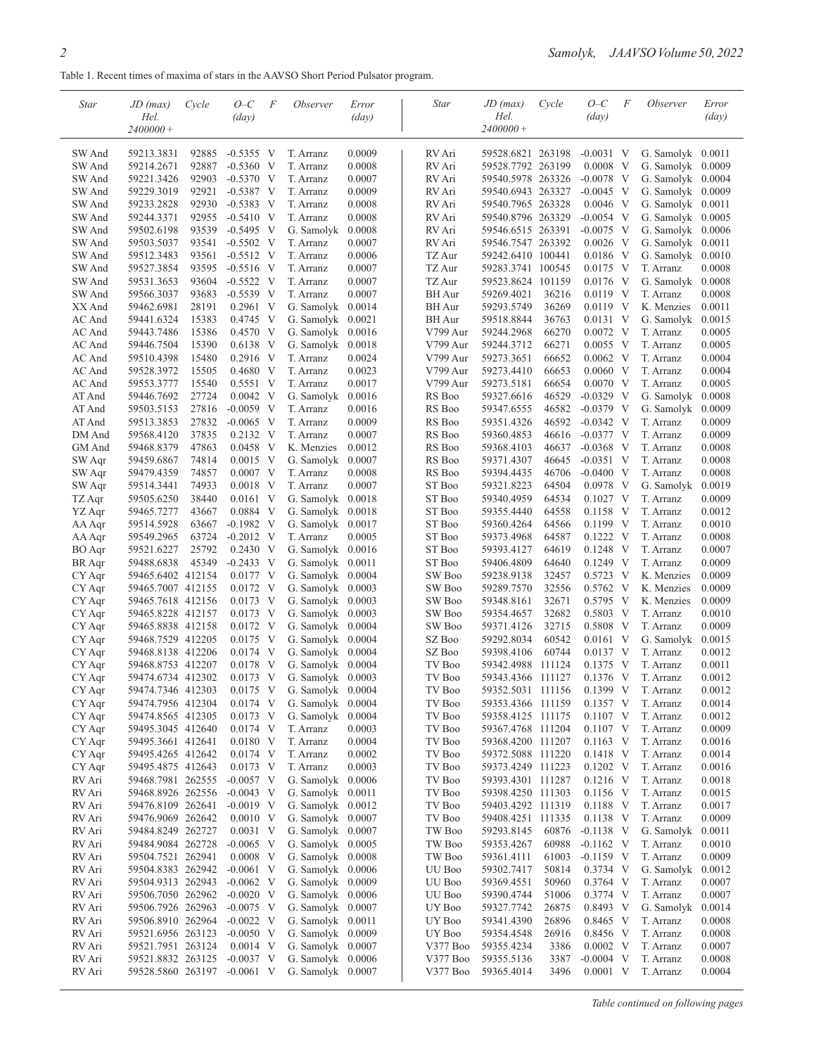Table 1. Recent times of maxima of stars in the AAVSO Short Period Pulsator program.

| Star | JD (max) Hel. 2400000+ | Cycle | O–C (day) | F | Observer | Error (day) |
|---|---|---|---|---|---|---|
| SW And | 59213.3831 | 92885 | -0.5355 | V | T. Arranz | 0.0009 |
| SW And | 59214.2671 | 92887 | -0.5360 | V | T. Arranz | 0.0008 |
| SW And | 59221.3426 | 92903 | -0.5370 | V | T. Arranz | 0.0007 |
| SW And | 59229.3019 | 92921 | -0.5387 | V | T. Arranz | 0.0009 |
| SW And | 59233.2828 | 92930 | -0.5383 | V | T. Arranz | 0.0008 |
| SW And | 59244.3371 | 92955 | -0.5410 | V | T. Arranz | 0.0008 |
| SW And | 59502.6198 | 93539 | -0.5495 | V | G. Samolyk | 0.0008 |
| SW And | 59503.5037 | 93541 | -0.5502 | V | T. Arranz | 0.0007 |
| SW And | 59512.3483 | 93561 | -0.5512 | V | T. Arranz | 0.0006 |
| SW And | 59527.3854 | 93595 | -0.5516 | V | T. Arranz | 0.0007 |
| SW And | 59531.3653 | 93604 | -0.5522 | V | T. Arranz | 0.0007 |
| SW And | 59566.3037 | 93683 | -0.5539 | V | T. Arranz | 0.0007 |
| XX And | 59462.6981 | 28191 | 0.2961 | V | G. Samolyk | 0.0014 |
| AC And | 59441.6324 | 15383 | 0.4745 | V | G. Samolyk | 0.0021 |
| AC And | 59443.7486 | 15386 | 0.4570 | V | G. Samolyk | 0.0016 |
| AC And | 59446.7504 | 15390 | 0.6138 | V | G. Samolyk | 0.0018 |
| AC And | 59510.4398 | 15480 | 0.2916 | V | T. Arranz | 0.0024 |
| AC And | 59528.3972 | 15505 | 0.4680 | V | T. Arranz | 0.0023 |
| AC And | 59553.3777 | 15540 | 0.5551 | V | T. Arranz | 0.0017 |
| AT And | 59446.7692 | 27724 | 0.0042 | V | G. Samolyk | 0.0016 |
| AT And | 59503.5153 | 27816 | -0.0059 | V | T. Arranz | 0.0016 |
| AT And | 59513.3853 | 27832 | -0.0065 | V | T. Arranz | 0.0009 |
| DM And | 59568.4120 | 37835 | 0.2132 | V | T. Arranz | 0.0007 |
| GM And | 59468.8379 | 47863 | 0.0458 | V | K. Menzies | 0.0012 |
| SW Aqr | 59459.6867 | 74814 | 0.0015 | V | G. Samolyk | 0.0007 |
| SW Aqr | 59479.4359 | 74857 | 0.0007 | V | T. Arranz | 0.0008 |
| SW Aqr | 59514.3441 | 74933 | 0.0018 | V | T. Arranz | 0.0007 |
| TZ Aqr | 59505.6250 | 38440 | 0.0161 | V | G. Samolyk | 0.0018 |
| YZ Aqr | 59465.7277 | 43667 | 0.0884 | V | G. Samolyk | 0.0018 |
| AA Aqr | 59514.5928 | 63667 | -0.1982 | V | G. Samolyk | 0.0017 |
| AA Aqr | 59549.2965 | 63724 | -0.2012 | V | T. Arranz | 0.0005 |
| BO Aqr | 59521.6227 | 25792 | 0.2430 | V | G. Samolyk | 0.0016 |
| BR Aqr | 59488.6838 | 45349 | -0.2433 | V | G. Samolyk | 0.0011 |
| CY Aqr | 59465.6402 | 412154 | 0.0177 | V | G. Samolyk | 0.0004 |
| CY Aqr | 59465.7007 | 412155 | 0.0172 | V | G. Samolyk | 0.0003 |
| CY Aqr | 59465.7618 | 412156 | 0.0173 | V | G. Samolyk | 0.0003 |
| CY Aqr | 59465.8228 | 412157 | 0.0173 | V | G. Samolyk | 0.0003 |
| CY Aqr | 59465.8838 | 412158 | 0.0172 | V | G. Samolyk | 0.0004 |
| CY Aqr | 59468.7529 | 412205 | 0.0175 | V | G. Samolyk | 0.0004 |
| CY Aqr | 59468.8138 | 412206 | 0.0174 | V | G. Samolyk | 0.0004 |
| CY Aqr | 59468.8753 | 412207 | 0.0178 | V | G. Samolyk | 0.0004 |
| CY Aqr | 59474.6734 | 412302 | 0.0173 | V | G. Samolyk | 0.0003 |
| CY Aqr | 59474.7346 | 412303 | 0.0175 | V | G. Samolyk | 0.0004 |
| CY Aqr | 59474.7956 | 412304 | 0.0174 | V | G. Samolyk | 0.0004 |
| CY Aqr | 59474.8565 | 412305 | 0.0173 | V | G. Samolyk | 0.0004 |
| CY Aqr | 59495.3045 | 412640 | 0.0174 | V | T. Arranz | 0.0003 |
| CY Aqr | 59495.3661 | 412641 | 0.0180 | V | T. Arranz | 0.0004 |
| CY Aqr | 59495.4265 | 412642 | 0.0174 | V | T. Arranz | 0.0002 |
| CY Aqr | 59495.4875 | 412643 | 0.0173 | V | T. Arranz | 0.0003 |
| RV Ari | 59468.7981 | 262555 | -0.0057 | V | G. Samolyk | 0.0006 |
| RV Ari | 59468.8926 | 262556 | -0.0043 | V | G. Samolyk | 0.0011 |
| RV Ari | 59476.8109 | 262641 | -0.0019 | V | G. Samolyk | 0.0012 |
| RV Ari | 59476.9069 | 262642 | 0.0010 | V | G. Samolyk | 0.0007 |
| RV Ari | 59484.8249 | 262727 | 0.0031 | V | G. Samolyk | 0.0007 |
| RV Ari | 59484.9084 | 262728 | -0.0065 | V | G. Samolyk | 0.0005 |
| RV Ari | 59504.7521 | 262941 | 0.0008 | V | G. Samolyk | 0.0008 |
| RV Ari | 59504.8383 | 262942 | -0.0061 | V | G. Samolyk | 0.0006 |
| RV Ari | 59504.9313 | 262943 | -0.0062 | V | G. Samolyk | 0.0009 |
| RV Ari | 59506.7050 | 262962 | -0.0020 | V | G. Samolyk | 0.0006 |
| RV Ari | 59506.7926 | 262963 | -0.0075 | V | G. Samolyk | 0.0007 |
| RV Ari | 59506.8910 | 262964 | -0.0022 | V | G. Samolyk | 0.0011 |
| RV Ari | 59521.6956 | 263123 | -0.0050 | V | G. Samolyk | 0.0009 |
| RV Ari | 59521.7951 | 263124 | 0.0014 | V | G. Samolyk | 0.0007 |
| RV Ari | 59521.8832 | 263125 | -0.0037 | V | G. Samolyk | 0.0006 |
| RV Ari | 59528.5860 | 263197 | -0.0061 | V | G. Samolyk | 0.0007 |
| RV Ari | 59528.6821 | 263198 | -0.0031 | V | G. Samolyk | 0.0011 |
| RV Ari | 59528.7792 | 263199 | 0.0008 | V | G. Samolyk | 0.0009 |
| RV Ari | 59540.5978 | 263326 | -0.0078 | V | G. Samolyk | 0.0004 |
| RV Ari | 59540.6943 | 263327 | -0.0045 | V | G. Samolyk | 0.0009 |
| RV Ari | 59540.7965 | 263328 | 0.0046 | V | G. Samolyk | 0.0011 |
| RV Ari | 59540.8796 | 263329 | -0.0054 | V | G. Samolyk | 0.0005 |
| RV Ari | 59546.6515 | 263391 | -0.0075 | V | G. Samolyk | 0.0006 |
| RV Ari | 59546.7547 | 263392 | 0.0026 | V | G. Samolyk | 0.0011 |
| TZ Aur | 59242.6410 | 100441 | 0.0186 | V | G. Samolyk | 0.0010 |
| TZ Aur | 59283.3741 | 100545 | 0.0175 | V | T. Arranz | 0.0008 |
| TZ Aur | 59523.8624 | 101159 | 0.0176 | V | G. Samolyk | 0.0008 |
| BH Aur | 59269.4021 | 36216 | 0.0119 | V | T. Arranz | 0.0008 |
| BH Aur | 59293.5749 | 36269 | 0.0119 | V | K. Menzies | 0.0011 |
| BH Aur | 59518.8844 | 36763 | 0.0131 | V | G. Samolyk | 0.0015 |
| V799 Aur | 59244.2968 | 66270 | 0.0072 | V | T. Arranz | 0.0005 |
| V799 Aur | 59244.3712 | 66271 | 0.0055 | V | T. Arranz | 0.0005 |
| V799 Aur | 59273.3651 | 66652 | 0.0062 | V | T. Arranz | 0.0004 |
| V799 Aur | 59273.4410 | 66653 | 0.0060 | V | T. Arranz | 0.0004 |
| V799 Aur | 59273.5181 | 66654 | 0.0070 | V | T. Arranz | 0.0005 |
| RS Boo | 59327.6616 | 46529 | -0.0329 | V | G. Samolyk | 0.0008 |
| RS Boo | 59347.6555 | 46582 | -0.0379 | V | G. Samolyk | 0.0009 |
| RS Boo | 59351.4326 | 46592 | -0.0342 | V | T. Arranz | 0.0009 |
| RS Boo | 59360.4853 | 46616 | -0.0377 | V | T. Arranz | 0.0009 |
| RS Boo | 59368.4103 | 46637 | -0.0368 | V | T. Arranz | 0.0008 |
| RS Boo | 59371.4307 | 46645 | -0.0351 | V | T. Arranz | 0.0008 |
| RS Boo | 59394.4435 | 46706 | -0.0400 | V | T. Arranz | 0.0008 |
| ST Boo | 59321.8223 | 64504 | 0.0978 | V | G. Samolyk | 0.0019 |
| ST Boo | 59340.4959 | 64534 | 0.1027 | V | T. Arranz | 0.0009 |
| ST Boo | 59355.4440 | 64558 | 0.1158 | V | T. Arranz | 0.0012 |
| ST Boo | 59360.4264 | 64566 | 0.1199 | V | T. Arranz | 0.0010 |
| ST Boo | 59373.4968 | 64587 | 0.1222 | V | T. Arranz | 0.0008 |
| ST Boo | 59393.4127 | 64619 | 0.1248 | V | T. Arranz | 0.0007 |
| ST Boo | 59406.4809 | 64640 | 0.1249 | V | T. Arranz | 0.0009 |
| SW Boo | 59238.9138 | 32457 | 0.5723 | V | K. Menzies | 0.0009 |
| SW Boo | 59289.7570 | 32556 | 0.5762 | V | K. Menzies | 0.0009 |
| SW Boo | 59348.8161 | 32671 | 0.5795 | V | K. Menzies | 0.0009 |
| SW Boo | 59354.4657 | 32682 | 0.5803 | V | T. Arranz | 0.0010 |
| SW Boo | 59371.4126 | 32715 | 0.5808 | V | T. Arranz | 0.0009 |
| SZ Boo | 59292.8034 | 60542 | 0.0161 | V | G. Samolyk | 0.0015 |
| SZ Boo | 59398.4106 | 60744 | 0.0137 | V | T. Arranz | 0.0012 |
| TV Boo | 59342.4988 | 111124 | 0.1375 | V | T. Arranz | 0.0011 |
| TV Boo | 59343.4366 | 111127 | 0.1376 | V | T. Arranz | 0.0012 |
| TV Boo | 59352.5031 | 111156 | 0.1399 | V | T. Arranz | 0.0012 |
| TV Boo | 59353.4366 | 111159 | 0.1357 | V | T. Arranz | 0.0014 |
| TV Boo | 59358.4125 | 111175 | 0.1107 | V | T. Arranz | 0.0012 |
| TV Boo | 59367.4768 | 111204 | 0.1107 | V | T. Arranz | 0.0009 |
| TV Boo | 59368.4200 | 111207 | 0.1163 | V | T. Arranz | 0.0016 |
| TV Boo | 59372.5088 | 111220 | 0.1418 | V | T. Arranz | 0.0014 |
| TV Boo | 59373.4249 | 111223 | 0.1202 | V | T. Arranz | 0.0016 |
| TV Boo | 59393.4301 | 111287 | 0.1216 | V | T. Arranz | 0.0018 |
| TV Boo | 59398.4250 | 111303 | 0.1156 | V | T. Arranz | 0.0015 |
| TV Boo | 59403.4292 | 111319 | 0.1188 | V | T. Arranz | 0.0017 |
| TV Boo | 59408.4251 | 111335 | 0.1138 | V | T. Arranz | 0.0009 |
| TW Boo | 59293.8145 | 60876 | -0.1138 | V | G. Samolyk | 0.0011 |
| TW Boo | 59353.4267 | 60988 | -0.1162 | V | T. Arranz | 0.0010 |
| TW Boo | 59361.4111 | 61003 | -0.1159 | V | T. Arranz | 0.0009 |
| UU Boo | 59302.7417 | 50814 | 0.3734 | V | G. Samolyk | 0.0012 |
| UU Boo | 59369.4551 | 50960 | 0.3764 | V | T. Arranz | 0.0007 |
| UU Boo | 59390.4744 | 51006 | 0.3774 | V | T. Arranz | 0.0007 |
| UY Boo | 59327.7742 | 26875 | 0.8493 | V | G. Samolyk | 0.0014 |
| UY Boo | 59341.4390 | 26896 | 0.8465 | V | T. Arranz | 0.0008 |
| UY Boo | 59354.4548 | 26916 | 0.8456 | V | T. Arranz | 0.0008 |
| V377 Boo | 59355.4234 | 3386 | 0.0002 | V | T. Arranz | 0.0007 |
| V377 Boo | 59355.5136 | 3387 | -0.0004 | V | T. Arranz | 0.0008 |
| V377 Boo | 59365.4014 | 3496 | 0.0001 | V | T. Arranz | 0.0004 |

*Table continued on following pages*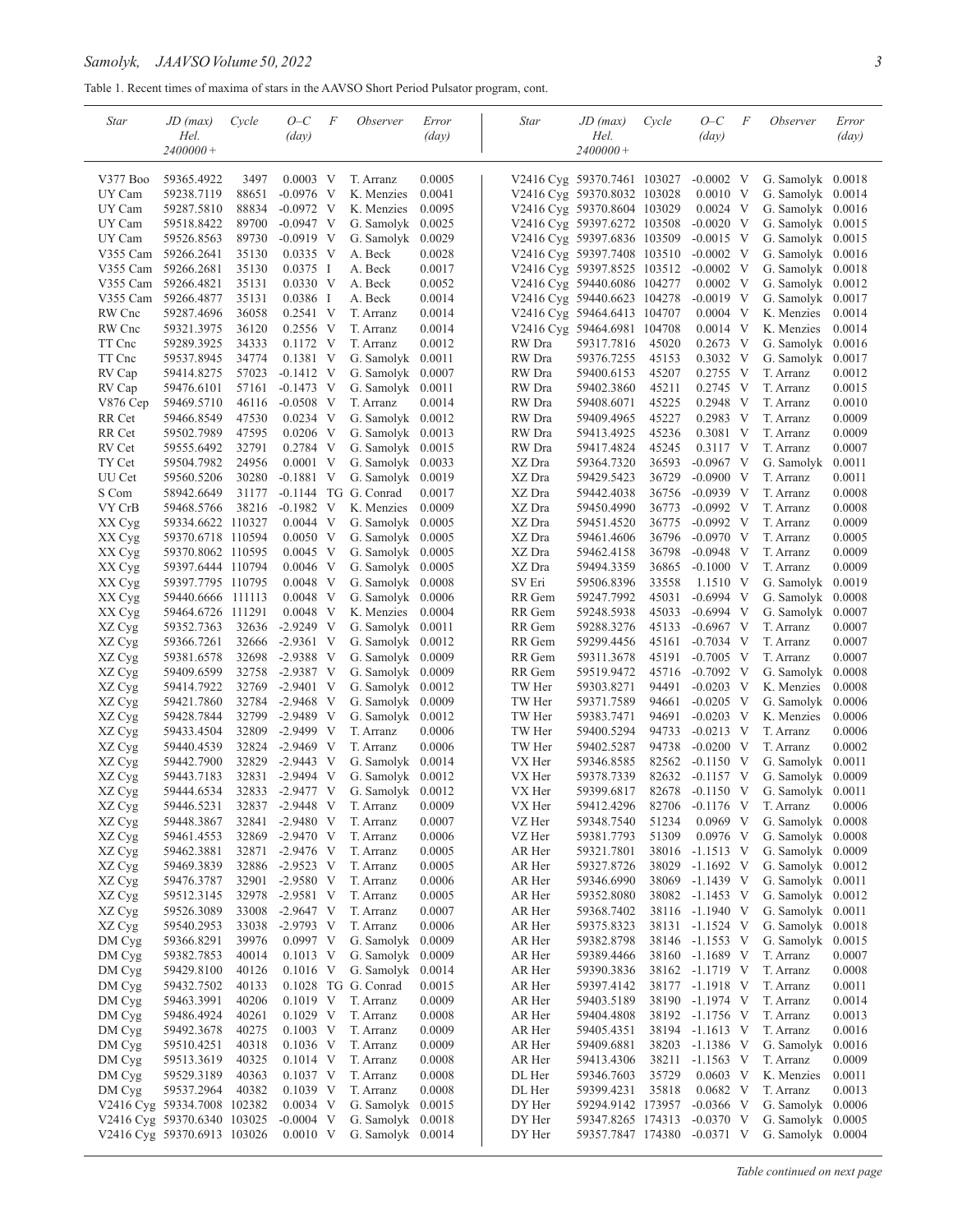Table 1. Recent times of maxima of stars in the AAVSO Short Period Pulsator program, cont.

| Star | JD (max) Hel. 2400000+ | Cycle | O–C (day) | F | Observer | Error (day) |
|---|---|---|---|---|---|---|
| V377 Boo | 59365.4922 | 3497 | 0.0003 | V | T. Arranz | 0.0005 |
| UY Cam | 59238.7119 | 88651 | -0.0976 | V | K. Menzies | 0.0041 |
| UY Cam | 59287.5810 | 88834 | -0.0972 | V | K. Menzies | 0.0095 |
| UY Cam | 59518.8422 | 89700 | -0.0947 | V | G. Samolyk | 0.0025 |
| UY Cam | 59526.8563 | 89730 | -0.0919 | V | G. Samolyk | 0.0029 |
| V355 Cam | 59266.2641 | 35130 | 0.0335 | V | A. Beck | 0.0028 |
| V355 Cam | 59266.2681 | 35130 | 0.0375 | I | A. Beck | 0.0017 |
| V355 Cam | 59266.4821 | 35131 | 0.0330 | V | A. Beck | 0.0052 |
| V355 Cam | 59266.4877 | 35131 | 0.0386 | I | A. Beck | 0.0014 |
| RW Cnc | 59287.4696 | 36058 | 0.2541 | V | T. Arranz | 0.0014 |
| RW Cnc | 59321.3975 | 36120 | 0.2556 | V | T. Arranz | 0.0014 |
| TT Cnc | 59289.3925 | 34333 | 0.1172 | V | T. Arranz | 0.0012 |
| TT Cnc | 59537.8945 | 34774 | 0.1381 | V | G. Samolyk | 0.0011 |
| RV Cap | 59414.8275 | 57023 | -0.1412 | V | G. Samolyk | 0.0007 |
| RV Cap | 59476.6101 | 57161 | -0.1473 | V | G. Samolyk | 0.0011 |
| V876 Cep | 59469.5710 | 46116 | -0.0508 | V | T. Arranz | 0.0014 |
| RR Cet | 59466.8549 | 47530 | 0.0234 | V | G. Samolyk | 0.0012 |
| RR Cet | 59502.7989 | 47595 | 0.0206 | V | G. Samolyk | 0.0013 |
| RV Cet | 59555.6492 | 32791 | 0.2784 | V | G. Samolyk | 0.0015 |
| TY Cet | 59504.7982 | 24956 | 0.0001 | V | G. Samolyk | 0.0033 |
| UU Cet | 59560.5206 | 30280 | -0.1881 | V | G. Samolyk | 0.0019 |
| S Com | 58942.6649 | 31177 | -0.1144 | TG | G. Conrad | 0.0017 |
| VY CrB | 59468.5766 | 38216 | -0.1982 | V | K. Menzies | 0.0009 |
| XX Cyg | 59334.6622 | 110327 | 0.0044 | V | G. Samolyk | 0.0005 |
| XX Cyg | 59370.6718 | 110594 | 0.0050 | V | G. Samolyk | 0.0005 |
| XX Cyg | 59370.8062 | 110595 | 0.0045 | V | G. Samolyk | 0.0005 |
| XX Cyg | 59397.6444 | 110794 | 0.0046 | V | G. Samolyk | 0.0005 |
| XX Cyg | 59397.7795 | 110795 | 0.0048 | V | G. Samolyk | 0.0008 |
| XX Cyg | 59440.6666 | 111113 | 0.0048 | V | G. Samolyk | 0.0006 |
| XX Cyg | 59464.6726 | 111291 | 0.0048 | V | K. Menzies | 0.0004 |
| XZ Cyg | 59352.7363 | 32636 | -2.9249 | V | G. Samolyk | 0.0011 |
| XZ Cyg | 59366.7261 | 32666 | -2.9361 | V | G. Samolyk | 0.0012 |
| XZ Cyg | 59381.6578 | 32698 | -2.9388 | V | G. Samolyk | 0.0009 |
| XZ Cyg | 59409.6599 | 32758 | -2.9387 | V | G. Samolyk | 0.0009 |
| XZ Cyg | 59414.7922 | 32769 | -2.9401 | V | G. Samolyk | 0.0012 |
| XZ Cyg | 59421.7860 | 32784 | -2.9468 | V | G. Samolyk | 0.0009 |
| XZ Cyg | 59428.7844 | 32799 | -2.9489 | V | G. Samolyk | 0.0012 |
| XZ Cyg | 59433.4504 | 32809 | -2.9499 | V | T. Arranz | 0.0006 |
| XZ Cyg | 59440.4539 | 32824 | -2.9469 | V | T. Arranz | 0.0006 |
| XZ Cyg | 59442.7900 | 32829 | -2.9443 | V | G. Samolyk | 0.0014 |
| XZ Cyg | 59443.7183 | 32831 | -2.9494 | V | G. Samolyk | 0.0012 |
| XZ Cyg | 59444.6534 | 32833 | -2.9477 | V | G. Samolyk | 0.0012 |
| XZ Cyg | 59446.5231 | 32837 | -2.9448 | V | T. Arranz | 0.0009 |
| XZ Cyg | 59448.3867 | 32841 | -2.9480 | V | T. Arranz | 0.0007 |
| XZ Cyg | 59461.4553 | 32869 | -2.9470 | V | T. Arranz | 0.0006 |
| XZ Cyg | 59462.3881 | 32871 | -2.9476 | V | T. Arranz | 0.0005 |
| XZ Cyg | 59469.3839 | 32886 | -2.9523 | V | T. Arranz | 0.0005 |
| XZ Cyg | 59476.3787 | 32901 | -2.9580 | V | T. Arranz | 0.0006 |
| XZ Cyg | 59512.3145 | 32978 | -2.9581 | V | T. Arranz | 0.0005 |
| XZ Cyg | 59526.3089 | 33008 | -2.9647 | V | T. Arranz | 0.0007 |
| XZ Cyg | 59540.2953 | 33038 | -2.9793 | V | T. Arranz | 0.0006 |
| DM Cyg | 59366.8291 | 39976 | 0.0997 | V | G. Samolyk | 0.0009 |
| DM Cyg | 59382.7853 | 40014 | 0.1013 | V | G. Samolyk | 0.0009 |
| DM Cyg | 59429.8100 | 40126 | 0.1016 | V | G. Samolyk | 0.0014 |
| DM Cyg | 59432.7502 | 40133 | 0.1028 | TG | G. Conrad | 0.0015 |
| DM Cyg | 59463.3991 | 40206 | 0.1019 | V | T. Arranz | 0.0009 |
| DM Cyg | 59486.4924 | 40261 | 0.1029 | V | T. Arranz | 0.0008 |
| DM Cyg | 59492.3678 | 40275 | 0.1003 | V | T. Arranz | 0.0009 |
| DM Cyg | 59510.4251 | 40318 | 0.1036 | V | T. Arranz | 0.0009 |
| DM Cyg | 59513.3619 | 40325 | 0.1014 | V | T. Arranz | 0.0008 |
| DM Cyg | 59529.3189 | 40363 | 0.1037 | V | T. Arranz | 0.0008 |
| DM Cyg | 59537.2964 | 40382 | 0.1039 | V | T. Arranz | 0.0008 |
| V2416 Cyg | 59334.7008 | 102382 | 0.0034 | V | G. Samolyk | 0.0015 |
| V2416 Cyg | 59370.6340 | 103025 | -0.0004 | V | G. Samolyk | 0.0018 |
| V2416 Cyg | 59370.6913 | 103026 | 0.0010 | V | G. Samolyk | 0.0014 |
| V2416 Cyg | 59370.7461 | 103027 | -0.0002 | V | G. Samolyk | 0.0018 |
| V2416 Cyg | 59370.8032 | 103028 | 0.0010 | V | G. Samolyk | 0.0014 |
| V2416 Cyg | 59370.8604 | 103029 | 0.0024 | V | G. Samolyk | 0.0016 |
| V2416 Cyg | 59397.6272 | 103508 | -0.0020 | V | G. Samolyk | 0.0015 |
| V2416 Cyg | 59397.6836 | 103509 | -0.0015 | V | G. Samolyk | 0.0015 |
| V2416 Cyg | 59397.7408 | 103510 | -0.0002 | V | G. Samolyk | 0.0016 |
| V2416 Cyg | 59397.8525 | 103512 | -0.0002 | V | G. Samolyk | 0.0018 |
| V2416 Cyg | 59440.6086 | 104277 | 0.0002 | V | G. Samolyk | 0.0012 |
| V2416 Cyg | 59440.6623 | 104278 | -0.0019 | V | G. Samolyk | 0.0017 |
| V2416 Cyg | 59464.6413 | 104707 | 0.0004 | V | K. Menzies | 0.0014 |
| V2416 Cyg | 59464.6981 | 104708 | 0.0014 | V | K. Menzies | 0.0014 |
| RW Dra | 59317.7816 | 45020 | 0.2673 | V | G. Samolyk | 0.0016 |
| RW Dra | 59376.7255 | 45153 | 0.3032 | V | G. Samolyk | 0.0017 |
| RW Dra | 59400.6153 | 45207 | 0.2755 | V | T. Arranz | 0.0012 |
| RW Dra | 59402.3860 | 45211 | 0.2745 | V | T. Arranz | 0.0015 |
| RW Dra | 59408.6071 | 45225 | 0.2948 | V | T. Arranz | 0.0010 |
| RW Dra | 59409.4965 | 45227 | 0.2983 | V | T. Arranz | 0.0009 |
| RW Dra | 59413.4925 | 45236 | 0.3081 | V | T. Arranz | 0.0009 |
| RW Dra | 59417.4824 | 45245 | 0.3117 | V | T. Arranz | 0.0007 |
| XZ Dra | 59364.7320 | 36593 | -0.0967 | V | G. Samolyk | 0.0011 |
| XZ Dra | 59429.5423 | 36729 | -0.0900 | V | T. Arranz | 0.0011 |
| XZ Dra | 59442.4038 | 36756 | -0.0939 | V | T. Arranz | 0.0008 |
| XZ Dra | 59450.4990 | 36773 | -0.0992 | V | T. Arranz | 0.0008 |
| XZ Dra | 59451.4520 | 36775 | -0.0992 | V | T. Arranz | 0.0009 |
| XZ Dra | 59461.4606 | 36796 | -0.0970 | V | T. Arranz | 0.0005 |
| XZ Dra | 59462.4158 | 36798 | -0.0948 | V | T. Arranz | 0.0009 |
| XZ Dra | 59494.3359 | 36865 | -0.1000 | V | T. Arranz | 0.0009 |
| SV Eri | 59506.8396 | 33558 | 1.1510 | V | G. Samolyk | 0.0019 |
| RR Gem | 59247.7992 | 45031 | -0.6994 | V | G. Samolyk | 0.0008 |
| RR Gem | 59248.5938 | 45033 | -0.6994 | V | G. Samolyk | 0.0007 |
| RR Gem | 59288.3276 | 45133 | -0.6967 | V | T. Arranz | 0.0007 |
| RR Gem | 59299.4456 | 45161 | -0.7034 | V | T. Arranz | 0.0007 |
| RR Gem | 59311.3678 | 45191 | -0.7005 | V | T. Arranz | 0.0007 |
| RR Gem | 59519.9472 | 45716 | -0.7092 | V | G. Samolyk | 0.0008 |
| TW Her | 59303.8271 | 94491 | -0.0203 | V | K. Menzies | 0.0008 |
| TW Her | 59371.7589 | 94661 | -0.0205 | V | G. Samolyk | 0.0006 |
| TW Her | 59383.7471 | 94691 | -0.0203 | V | K. Menzies | 0.0006 |
| TW Her | 59400.5294 | 94733 | -0.0213 | V | T. Arranz | 0.0006 |
| TW Her | 59402.5287 | 94738 | -0.0200 | V | T. Arranz | 0.0002 |
| VX Her | 59346.8585 | 82562 | -0.1150 | V | G. Samolyk | 0.0011 |
| VX Her | 59378.7339 | 82632 | -0.1157 | V | G. Samolyk | 0.0009 |
| VX Her | 59399.6817 | 82678 | -0.1150 | V | G. Samolyk | 0.0011 |
| VX Her | 59412.4296 | 82706 | -0.1176 | V | T. Arranz | 0.0006 |
| VZ Her | 59348.7540 | 51234 | 0.0969 | V | G. Samolyk | 0.0008 |
| VZ Her | 59381.7793 | 51309 | 0.0976 | V | G. Samolyk | 0.0008 |
| AR Her | 59321.7801 | 38016 | -1.1513 | V | G. Samolyk | 0.0009 |
| AR Her | 59327.8726 | 38029 | -1.1692 | V | G. Samolyk | 0.0012 |
| AR Her | 59346.6990 | 38069 | -1.1439 | V | G. Samolyk | 0.0011 |
| AR Her | 59352.8080 | 38082 | -1.1453 | V | G. Samolyk | 0.0012 |
| AR Her | 59368.7402 | 38116 | -1.1940 | V | G. Samolyk | 0.0011 |
| AR Her | 59375.8323 | 38131 | -1.1524 | V | G. Samolyk | 0.0018 |
| AR Her | 59382.8798 | 38146 | -1.1553 | V | G. Samolyk | 0.0015 |
| AR Her | 59389.4466 | 38160 | -1.1689 | V | T. Arranz | 0.0007 |
| AR Her | 59390.3836 | 38162 | -1.1719 | V | T. Arranz | 0.0008 |
| AR Her | 59397.4142 | 38177 | -1.1918 | V | T. Arranz | 0.0011 |
| AR Her | 59403.5189 | 38190 | -1.1974 | V | T. Arranz | 0.0014 |
| AR Her | 59404.4808 | 38192 | -1.1756 | V | T. Arranz | 0.0013 |
| AR Her | 59405.4351 | 38194 | -1.1613 | V | T. Arranz | 0.0016 |
| AR Her | 59409.6881 | 38203 | -1.1386 | V | G. Samolyk | 0.0016 |
| AR Her | 59413.4306 | 38211 | -1.1563 | V | T. Arranz | 0.0009 |
| DL Her | 59346.7603 | 35729 | 0.0603 | V | K. Menzies | 0.0011 |
| DL Her | 59399.4802 | 35818 | 0.0682 | V | T. Arranz | 0.0013 |
| DY Her | 59294.9142 | 173957 | -0.0366 | V | G. Samolyk | 0.0006 |
| DY Her | 59347.8265 | 174313 | -0.0370 | V | G. Samolyk | 0.0005 |
| DY Her | 59357.7847 | 174380 | -0.0371 | V | G. Samolyk | 0.0004 |

*Table continued on next page*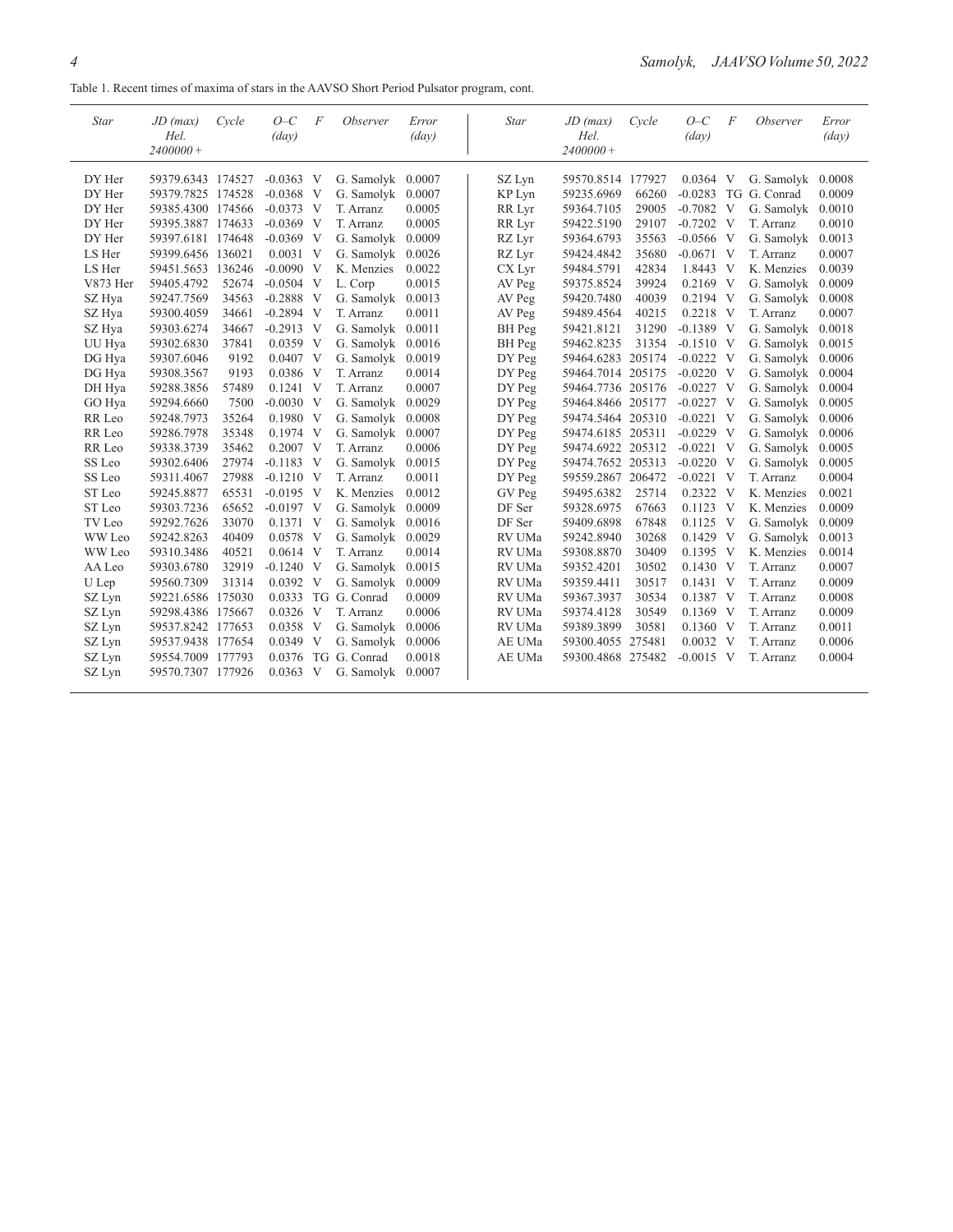Table 1. Recent times of maxima of stars in the AAVSO Short Period Pulsator program, cont.

| Star | JD (max) Hel. 2400000+ | Cycle | O–C (day) | F | Observer | Error (day) |
|---|---|---|---|---|---|---|
| DY Her | 59379.6343 | 174527 | -0.0363 | V | G. Samolyk | 0.0007 |
| DY Her | 59379.7825 | 174528 | -0.0368 | V | G. Samolyk | 0.0007 |
| DY Her | 59385.4300 | 174566 | -0.0373 | V | T. Arranz | 0.0005 |
| DY Her | 59395.3887 | 174633 | -0.0369 | V | T. Arranz | 0.0005 |
| DY Her | 59397.6181 | 174648 | -0.0369 | V | G. Samolyk | 0.0009 |
| LS Her | 59399.6456 | 136021 | 0.0031 | V | G. Samolyk | 0.0026 |
| LS Her | 59451.5653 | 136246 | -0.0090 | V | K. Menzies | 0.0022 |
| V873 Her | 59405.4792 | 52674 | -0.0504 | V | L. Corp | 0.0015 |
| SZ Hya | 59247.7569 | 34563 | -0.2888 | V | G. Samolyk | 0.0013 |
| SZ Hya | 59300.4059 | 34661 | -0.2894 | V | T. Arranz | 0.0011 |
| SZ Hya | 59303.6274 | 34667 | -0.2913 | V | G. Samolyk | 0.0011 |
| UU Hya | 59302.6830 | 37841 | 0.0359 | V | G. Samolyk | 0.0016 |
| DG Hya | 59307.6046 | 9192 | 0.0407 | V | G. Samolyk | 0.0019 |
| DG Hya | 59308.3567 | 9193 | 0.0386 | V | T. Arranz | 0.0014 |
| DH Hya | 59288.3856 | 57489 | 0.1241 | V | T. Arranz | 0.0007 |
| GO Hya | 59294.6660 | 7500 | -0.0030 | V | G. Samolyk | 0.0029 |
| RR Leo | 59248.7973 | 35264 | 0.1980 | V | G. Samolyk | 0.0008 |
| RR Leo | 59286.7978 | 35348 | 0.1974 | V | G. Samolyk | 0.0007 |
| RR Leo | 59338.3739 | 35462 | 0.2007 | V | T. Arranz | 0.0006 |
| SS Leo | 59302.6406 | 27974 | -0.1183 | V | G. Samolyk | 0.0015 |
| SS Leo | 59311.4067 | 27988 | -0.1210 | V | T. Arranz | 0.0011 |
| ST Leo | 59245.8877 | 65531 | -0.0195 | V | K. Menzies | 0.0012 |
| ST Leo | 59303.7236 | 65652 | -0.0197 | V | G. Samolyk | 0.0009 |
| TV Leo | 59292.7626 | 33070 | 0.1371 | V | G. Samolyk | 0.0016 |
| WW Leo | 59242.8263 | 40409 | 0.0578 | V | G. Samolyk | 0.0029 |
| WW Leo | 59310.3486 | 40521 | 0.0614 | V | T. Arranz | 0.0014 |
| AA Leo | 59303.6780 | 32919 | -0.1240 | V | G. Samolyk | 0.0015 |
| U Lep | 59560.7309 | 31314 | 0.0392 | V | G. Samolyk | 0.0009 |
| SZ Lyn | 59221.6586 | 175030 | 0.0333 | TG | G. Conrad | 0.0009 |
| SZ Lyn | 59298.4386 | 175667 | 0.0326 | V | T. Arranz | 0.0006 |
| SZ Lyn | 59537.8242 | 177653 | 0.0358 | V | G. Samolyk | 0.0006 |
| SZ Lyn | 59537.9438 | 177654 | 0.0349 | V | G. Samolyk | 0.0006 |
| SZ Lyn | 59554.7009 | 177793 | 0.0376 | TG | G. Conrad | 0.0018 |
| SZ Lyn | 59570.7307 | 177926 | 0.0363 | V | G. Samolyk | 0.0007 |
| SZ Lyn | 59570.8514 | 177927 | 0.0364 | V | G. Samolyk | 0.0008 |
| KP Lyn | 59235.6969 | 66260 | -0.0283 | TG | G. Conrad | 0.0009 |
| RR Lyr | 59364.7105 | 29005 | -0.7082 | V | G. Samolyk | 0.0010 |
| RR Lyr | 59422.5190 | 29107 | -0.7202 | V | T. Arranz | 0.0010 |
| RZ Lyr | 59364.6793 | 35563 | -0.0566 | V | G. Samolyk | 0.0013 |
| RZ Lyr | 59424.4842 | 35680 | -0.0671 | V | T. Arranz | 0.0007 |
| CX Lyr | 59484.5791 | 42834 | 1.8443 | V | K. Menzies | 0.0039 |
| AV Peg | 59375.8524 | 39924 | 0.2169 | V | G. Samolyk | 0.0009 |
| AV Peg | 59420.7480 | 40039 | 0.2194 | V | G. Samolyk | 0.0008 |
| AV Peg | 59489.4564 | 40215 | 0.2218 | V | T. Arranz | 0.0007 |
| BH Peg | 59421.8121 | 31290 | -0.1389 | V | G. Samolyk | 0.0018 |
| BH Peg | 59462.8235 | 31354 | -0.1510 | V | G. Samolyk | 0.0015 |
| DY Peg | 59464.6283 | 205174 | -0.0222 | V | G. Samolyk | 0.0006 |
| DY Peg | 59464.7014 | 205175 | -0.0220 | V | G. Samolyk | 0.0004 |
| DY Peg | 59464.7736 | 205176 | -0.0227 | V | G. Samolyk | 0.0004 |
| DY Peg | 59464.8466 | 205177 | -0.0227 | V | G. Samolyk | 0.0005 |
| DY Peg | 59474.5464 | 205310 | -0.0221 | V | G. Samolyk | 0.0006 |
| DY Peg | 59474.6185 | 205311 | -0.0229 | V | G. Samolyk | 0.0006 |
| DY Peg | 59474.6922 | 205312 | -0.0221 | V | G. Samolyk | 0.0005 |
| DY Peg | 59474.7652 | 205313 | -0.0220 | V | G. Samolyk | 0.0005 |
| DY Peg | 59559.2867 | 206472 | -0.0221 | V | T. Arranz | 0.0004 |
| GV Peg | 59495.6382 | 25714 | 0.2322 | V | K. Menzies | 0.0021 |
| DF Ser | 59328.6975 | 67663 | 0.1123 | V | K. Menzies | 0.0009 |
| DF Ser | 59409.6898 | 67848 | 0.1125 | V | G. Samolyk | 0.0009 |
| RV UMa | 59242.8940 | 30268 | 0.1429 | V | G. Samolyk | 0.0013 |
| RV UMa | 59308.8870 | 30409 | 0.1395 | V | K. Menzies | 0.0014 |
| RV UMa | 59352.4201 | 30502 | 0.1430 | V | T. Arranz | 0.0007 |
| RV UMa | 59359.4411 | 30517 | 0.1431 | V | T. Arranz | 0.0009 |
| RV UMa | 59367.3937 | 30534 | 0.1387 | V | T. Arranz | 0.0008 |
| RV UMa | 59374.4128 | 30549 | 0.1369 | V | T. Arranz | 0.0009 |
| RV UMa | 59389.3899 | 30581 | 0.1360 | V | T. Arranz | 0.0011 |
| AE UMa | 59300.4055 | 275481 | 0.0032 | V | T. Arranz | 0.0006 |
| AE UMa | 59300.4868 | 275482 | -0.0015 | V | T. Arranz | 0.0004 |